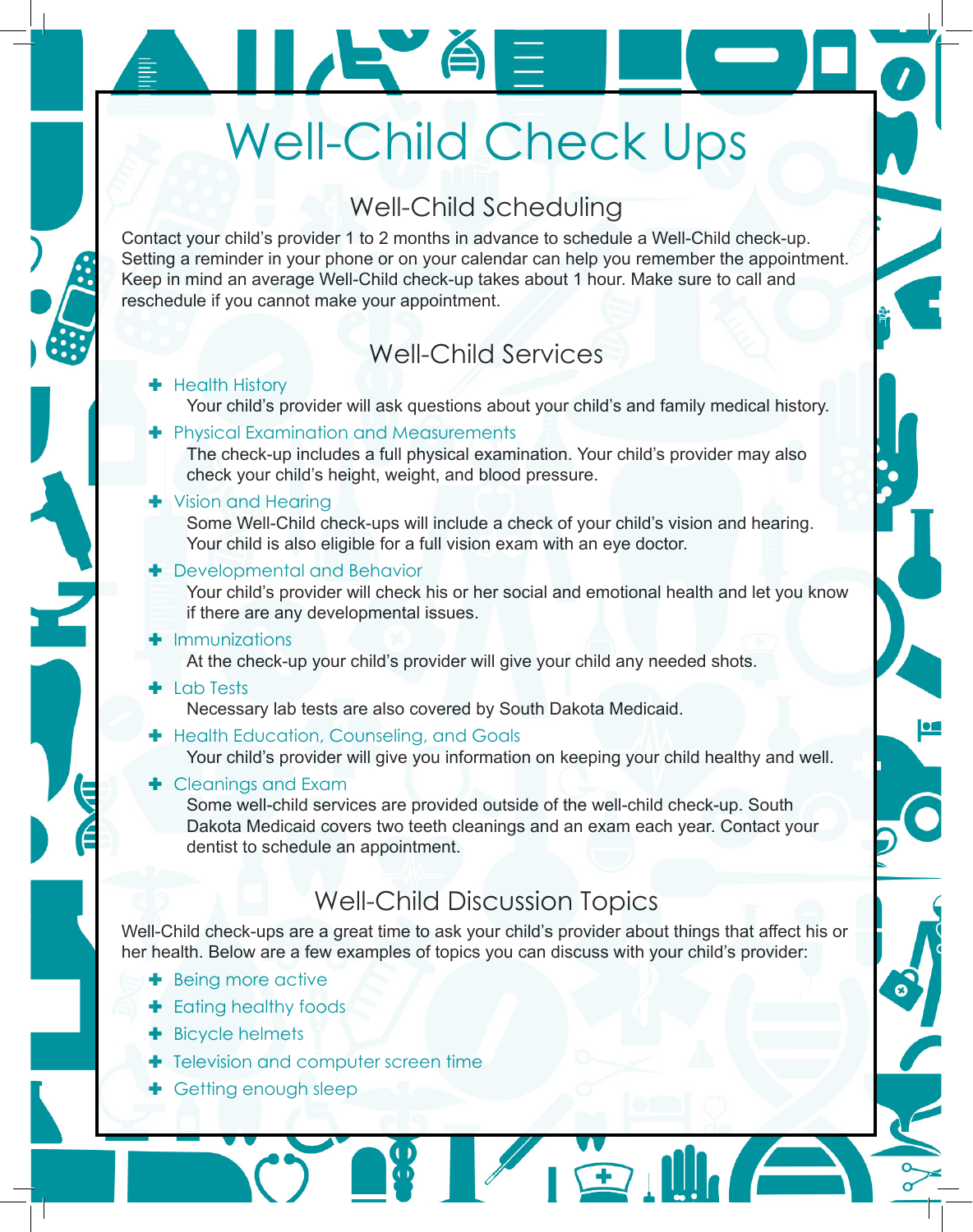# Well-Child Check Ups

## Well-Child Scheduling

Contact your child's provider 1 to 2 months in advance to schedule a Well-Child check-up. Setting a reminder in your phone or on your calendar can help you remember the appointment. Keep in mind an average Well-Child check-up takes about 1 hour. Make sure to call and reschedule if you cannot make your appointment.

## Well-Child Services

- **Health History**
  Your child's provider will ask questions about your child's and family medical history.
- **Physical Examination and Measurements**
  The check-up includes a full physical examination. Your child's provider may also check your child's height, weight, and blood pressure.
- **Vision and Hearing**
  Some Well-Child check-ups will include a check of your child's vision and hearing. Your child is also eligible for a full vision exam with an eye doctor.
- **Developmental and Behavior**
  Your child's provider will check his or her social and emotional health and let you know if there are any developmental issues.
- **Immunizations**
  At the check-up your child's provider will give your child any needed shots.
- **Lab Tests**
  Necessary lab tests are also covered by South Dakota Medicaid.
- **Health Education, Counseling, and Goals**
  Your child's provider will give you information on keeping your child healthy and well.
- **Cleanings and Exam**
  Some well-child services are provided outside of the well-child check-up. South Dakota Medicaid covers two teeth cleanings and an exam each year. Contact your dentist to schedule an appointment.

## Well-Child Discussion Topics

Well-Child check-ups are a great time to ask your child's provider about things that affect his or her health. Below are a few examples of topics you can discuss with your child's provider:

- Being more active
- Eating healthy foods
- Bicycle helmets
- Television and computer screen time
- Getting enough sleep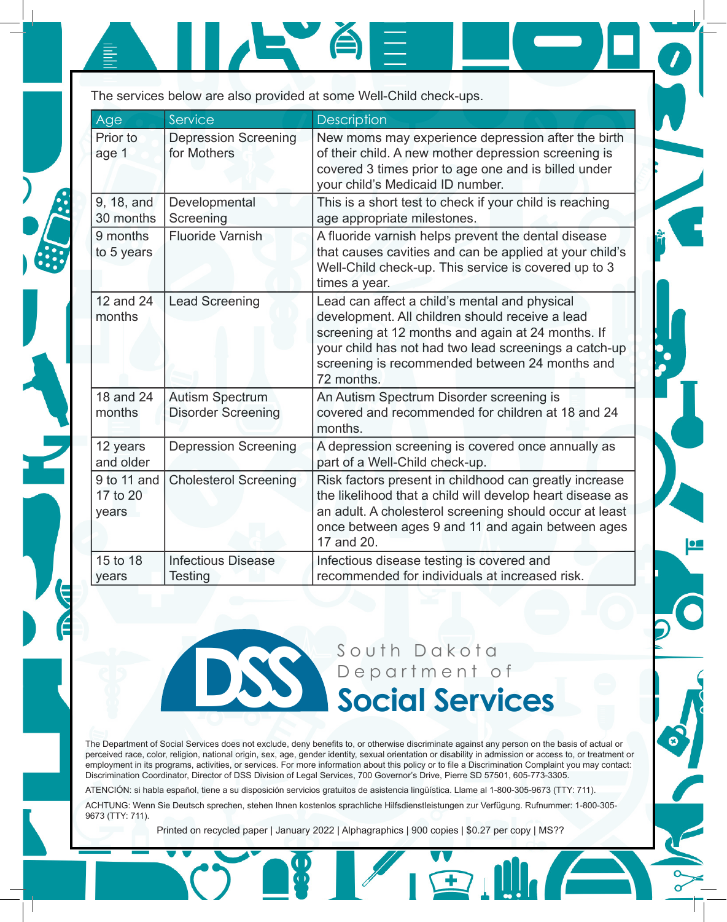The services below are also provided at some Well-Child check-ups.

| Age | Service | Description |
|---|---|---|
| Prior to age 1 | Depression Screening for Mothers | New moms may experience depression after the birth of their child. A new mother depression screening is covered 3 times prior to age one and is billed under your child's Medicaid ID number. |
| 9, 18, and 30 months | Developmental Screening | This is a short test to check if your child is reaching age appropriate milestones. |
| 9 months to 5 years | Fluoride Varnish | A fluoride varnish helps prevent the dental disease that causes cavities and can be applied at your child's Well-Child check-up. This service is covered up to 3 times a year. |
| 12 and 24 months | Lead Screening | Lead can affect a child's mental and physical development. All children should receive a lead screening at 12 months and again at 24 months. If your child has not had two lead screenings a catch-up screening is recommended between 24 months and 72 months. |
| 18 and 24 months | Autism Spectrum Disorder Screening | An Autism Spectrum Disorder screening is covered and recommended for children at 18 and 24 months. |
| 12 years and older | Depression Screening | A depression screening is covered once annually as part of a Well-Child check-up. |
| 9 to 11 and 17 to 20 years | Cholesterol Screening | Risk factors present in childhood can greatly increase the likelihood that a child will develop heart disease as an adult. A cholesterol screening should occur at least once between ages 9 and 11 and again between ages 17 and 20. |
| 15 to 18 years | Infectious Disease Testing | Infectious disease testing is covered and recommended for individuals at increased risk. |

DSS South Dakota Department of **Social Services**

The Department of Social Services does not exclude, deny benefits to, or otherwise discriminate against any person on the basis of actual or perceived race, color, religion, national origin, sex, age, gender identity, sexual orientation or disability in admission or access to, or treatment or employment in its programs, activities, or services. For more information about this policy or to file a Discrimination Complaint you may contact: Discrimination Coordinator, Director of DSS Division of Legal Services, 700 Governor's Drive, Pierre SD 57501, 605-773-3305.

ATENCIÓN: si habla español, tiene a su disposición servicios gratuitos de asistencia lingüística. Llame al 1-800-305-9673 (TTY: 711).

ACHTUNG: Wenn Sie Deutsch sprechen, stehen Ihnen kostenlos sprachliche Hilfsdienstleistungen zur Verfügung. Rufnummer: 1-800-305-9673 (TTY: 711).

Printed on recycled paper | January 2022 | Alphagraphics | 900 copies | $0.27 per copy | MS??